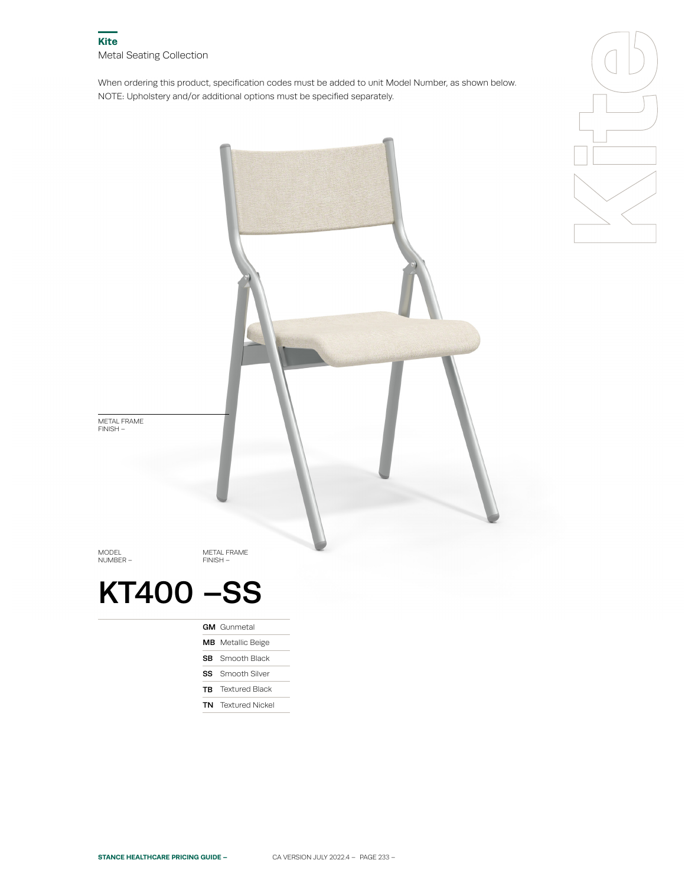## Kite

Metal Seating Collection

When ordering this product, specification codes must be added to unit Model Number, as shown below.
NOTE: Upholstery and/or additional options must be specified separately.

METAL FRAME FINISH –

MODEL NUMBER – | METAL FRAME FINISH –

# KT400 –SS

| Code | Finish |
|---|---|
| **GM** | Gunmetal |
| **MB** | Metallic Beige |
| **SB** | Smooth Black |
| **SS** | Smooth Silver |
| **TB** | Textured Black |
| **TN** | Textured Nickel |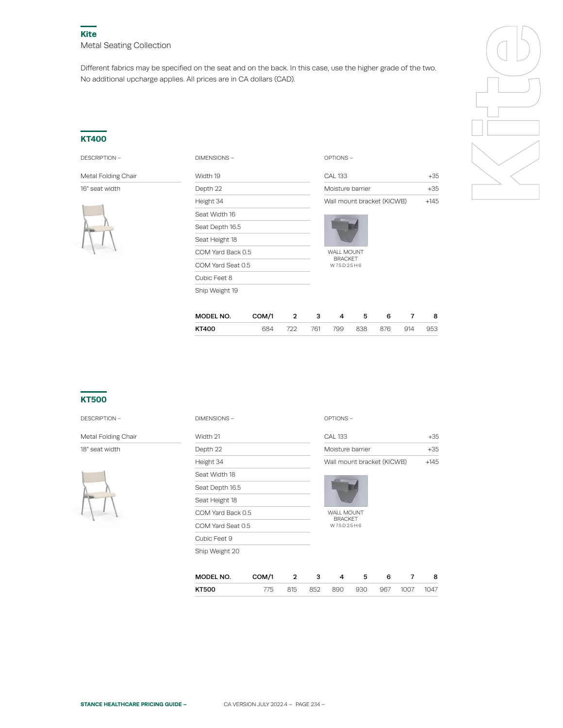# Kite

Metal Seating Collection

Different fabrics may be specified on the seat and on the back. In this case, use the higher grade of the two. No additional upcharge applies. All prices are in CA dollars (CAD).

## KT400

DESCRIPTION –

Metal Folding Chair

16" seat width

DIMENSIONS –

- Width 19
- Depth 22
- Height 34
- Seat Width 16
- Seat Depth 16.5
- Seat Height 18
- COM Yard Back 0.5
- COM Yard Seat 0.5
- Cubic Feet 8
- Ship Weight 19

OPTIONS –

| | |
|---|---|
| CAL 133 | +35 |
| Moisture barrier | +35 |
| Wall mount bracket (KICWB) | +145 |

WALL MOUNT BRACKET
W 7.5 D 2.5 H 6

| MODEL NO. | COM/1 | 2 | 3 | 4 | 5 | 6 | 7 | 8 |
|---|---|---|---|---|---|---|---|---|
| KT400 | 684 | 722 | 761 | 799 | 838 | 876 | 914 | 953 |

## KT500

DESCRIPTION –

Metal Folding Chair

18" seat width

DIMENSIONS –

- Width 21
- Depth 22
- Height 34
- Seat Width 18
- Seat Depth 16.5
- Seat Height 18
- COM Yard Back 0.5
- COM Yard Seat 0.5
- Cubic Feet 9
- Ship Weight 20

OPTIONS –

| | |
|---|---|
| CAL 133 | +35 |
| Moisture barrier | +35 |
| Wall mount bracket (KICWB) | +145 |

WALL MOUNT BRACKET
W 7.5 D 2.5 H 6

| MODEL NO. | COM/1 | 2 | 3 | 4 | 5 | 6 | 7 | 8 |
|---|---|---|---|---|---|---|---|---|
| KT500 | 775 | 815 | 852 | 890 | 930 | 967 | 1007 | 1047 |